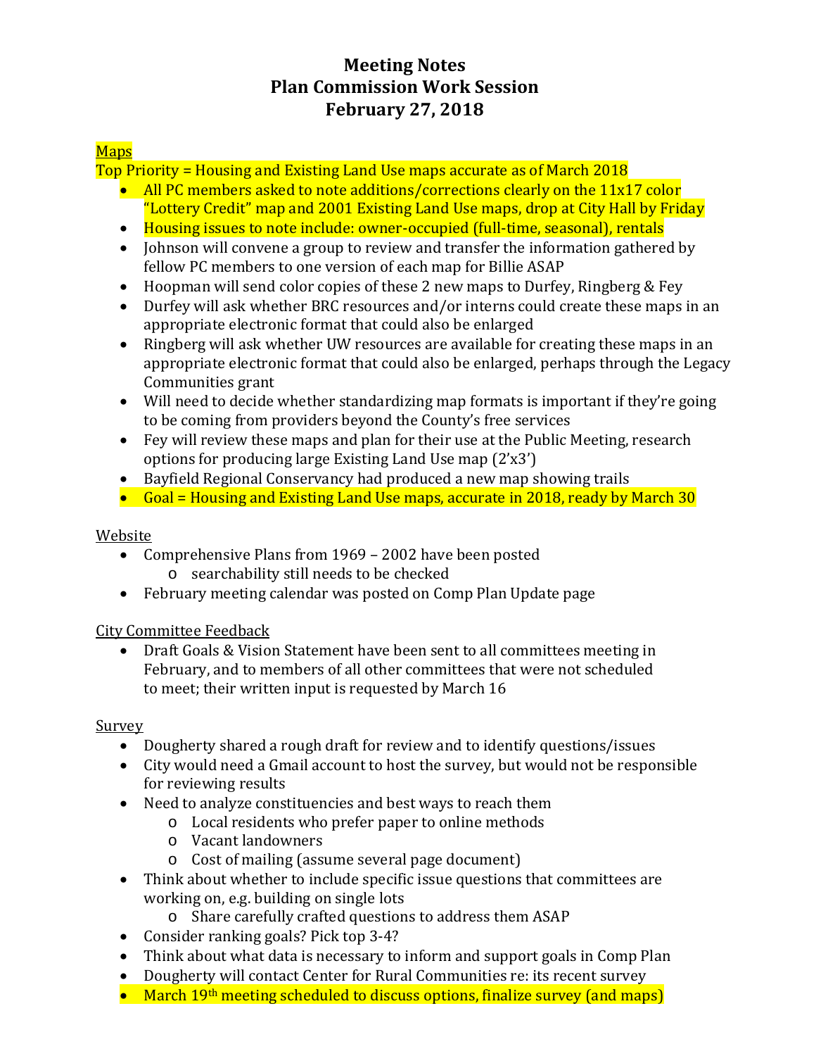# Meeting Notes
# Plan Commission Work Session
# February 27, 2018

<u>Maps</u>

Top Priority = Housing and Existing Land Use maps accurate as of March 2018

- All PC members asked to note additions/corrections clearly on the 11x17 color "Lottery Credit" map and 2001 Existing Land Use maps, drop at City Hall by Friday
- Housing issues to note include: owner-occupied (full-time, seasonal), rentals
- Johnson will convene a group to review and transfer the information gathered by fellow PC members to one version of each map for Billie ASAP
- Hoopman will send color copies of these 2 new maps to Durfey, Ringberg & Fey
- Durfey will ask whether BRC resources and/or interns could create these maps in an appropriate electronic format that could also be enlarged
- Ringberg will ask whether UW resources are available for creating these maps in an appropriate electronic format that could also be enlarged, perhaps through the Legacy Communities grant
- Will need to decide whether standardizing map formats is important if they're going to be coming from providers beyond the County's free services
- Fey will review these maps and plan for their use at the Public Meeting, research options for producing large Existing Land Use map (2'x3')
- Bayfield Regional Conservancy had produced a new map showing trails
- Goal = Housing and Existing Land Use maps, accurate in 2018, ready by March 30

<u>Website</u>

- Comprehensive Plans from 1969 – 2002 have been posted
  - searchability still needs to be checked
- February meeting calendar was posted on Comp Plan Update page

<u>City Committee Feedback</u>

- Draft Goals & Vision Statement have been sent to all committees meeting in February, and to members of all other committees that were not scheduled to meet; their written input is requested by March 16

<u>Survey</u>

- Dougherty shared a rough draft for review and to identify questions/issues
- City would need a Gmail account to host the survey, but would not be responsible for reviewing results
- Need to analyze constituencies and best ways to reach them
  - Local residents who prefer paper to online methods
  - Vacant landowners
  - Cost of mailing (assume several page document)
- Think about whether to include specific issue questions that committees are working on, e.g. building on single lots
  - Share carefully crafted questions to address them ASAP
- Consider ranking goals? Pick top 3-4?
- Think about what data is necessary to inform and support goals in Comp Plan
- Dougherty will contact Center for Rural Communities re: its recent survey
- March 19th meeting scheduled to discuss options, finalize survey (and maps)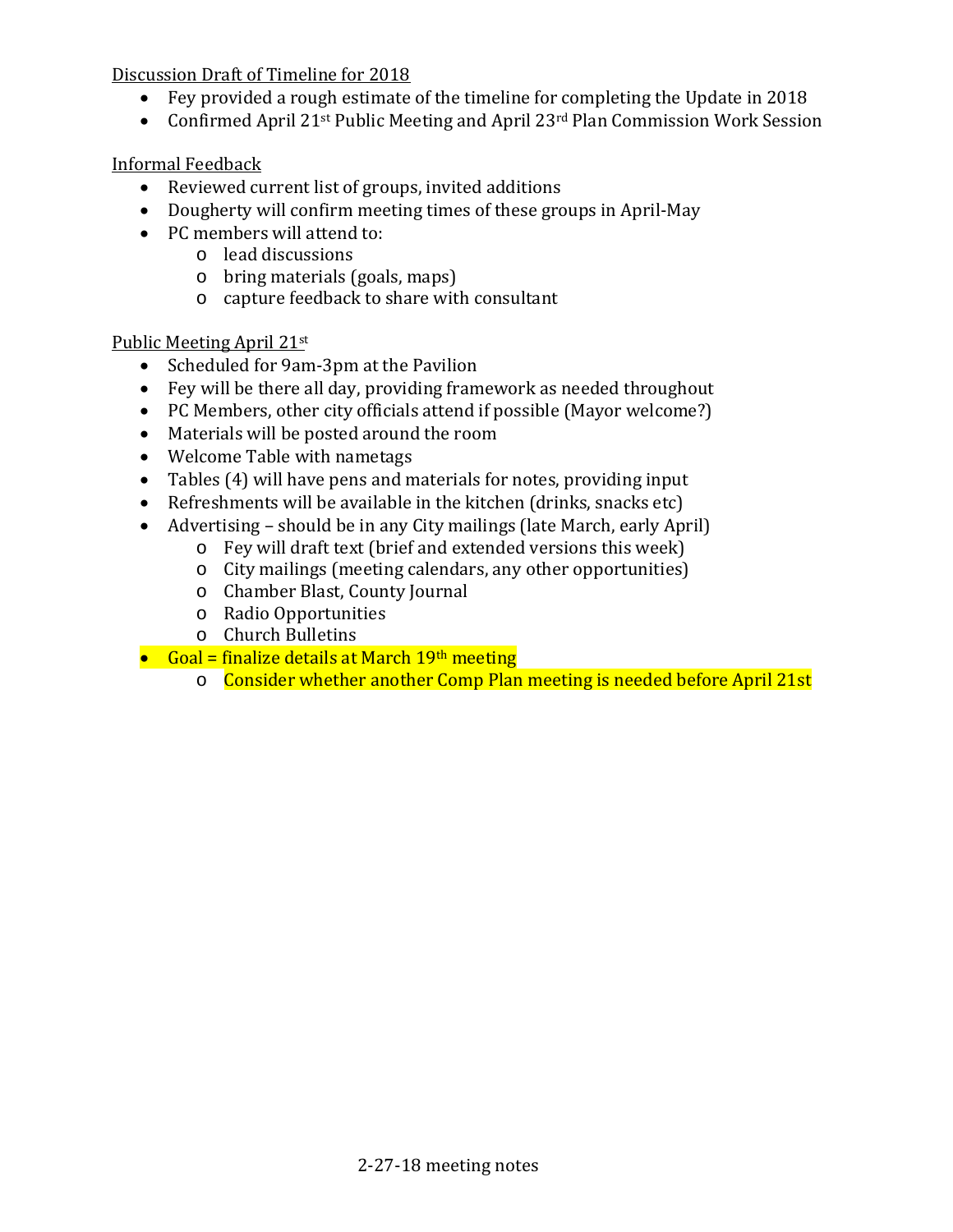Discussion Draft of Timeline for 2018

- Fey provided a rough estimate of the timeline for completing the Update in 2018
- Confirmed April 21st Public Meeting and April 23rd Plan Commission Work Session

Informal Feedback

- Reviewed current list of groups, invited additions
- Dougherty will confirm meeting times of these groups in April-May
- PC members will attend to:
  - lead discussions
  - bring materials (goals, maps)
  - capture feedback to share with consultant

Public Meeting April 21st

- Scheduled for 9am-3pm at the Pavilion
- Fey will be there all day, providing framework as needed throughout
- PC Members, other city officials attend if possible (Mayor welcome?)
- Materials will be posted around the room
- Welcome Table with nametags
- Tables (4) will have pens and materials for notes, providing input
- Refreshments will be available in the kitchen (drinks, snacks etc)
- Advertising – should be in any City mailings (late March, early April)
  - Fey will draft text (brief and extended versions this week)
  - City mailings (meeting calendars, any other opportunities)
  - Chamber Blast, County Journal
  - Radio Opportunities
  - Church Bulletins
- Goal = finalize details at March 19th meeting
  - Consider whether another Comp Plan meeting is needed before April 21st

2-27-18 meeting notes